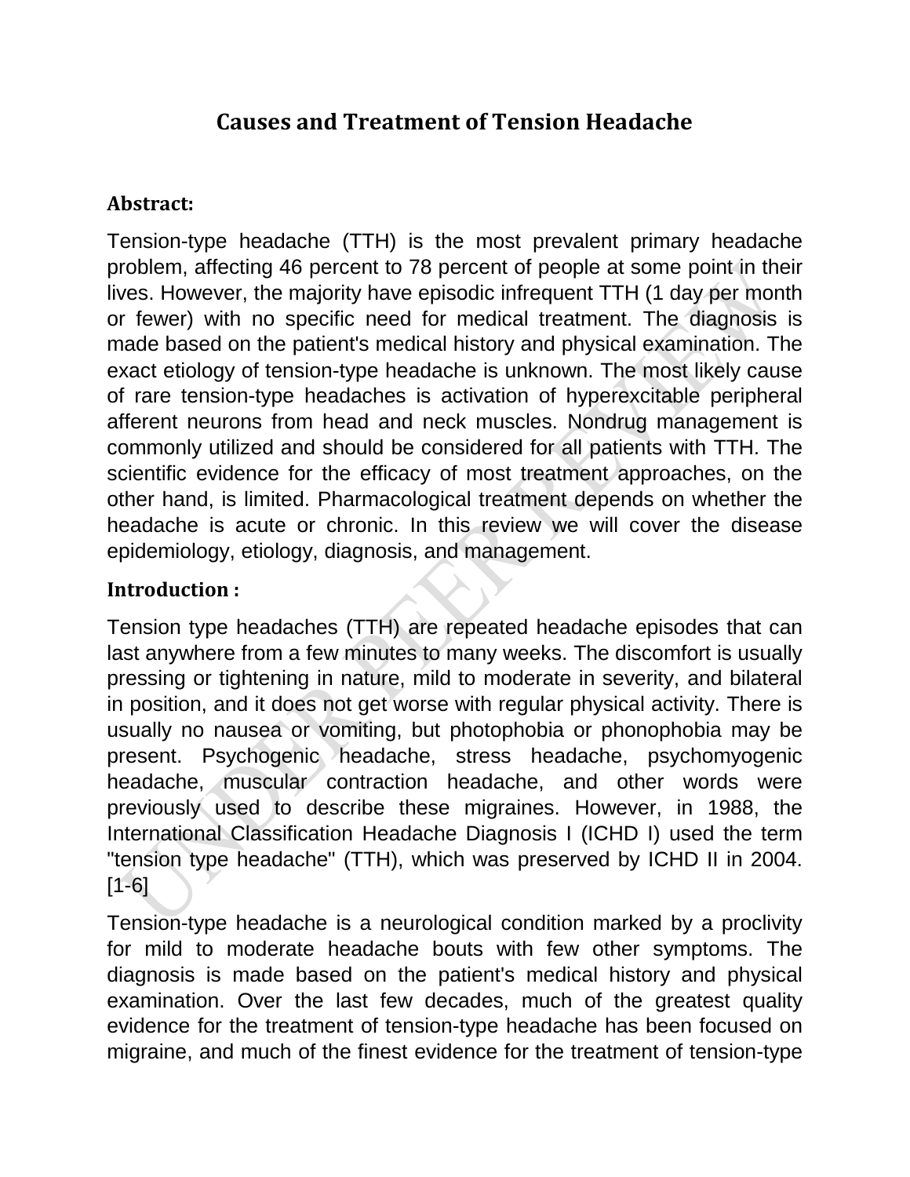# Causes and Treatment of Tension Headache

**Abstract:**

Tension-type headache (TTH) is the most prevalent primary headache problem, affecting 46 percent to 78 percent of people at some point in their lives. However, the majority have episodic infrequent TTH (1 day per month or fewer) with no specific need for medical treatment. The diagnosis is made based on the patient's medical history and physical examination. The exact etiology of tension-type headache is unknown. The most likely cause of rare tension-type headaches is activation of hyperexcitable peripheral afferent neurons from head and neck muscles. Nondrug management is commonly utilized and should be considered for all patients with TTH. The scientific evidence for the efficacy of most treatment approaches, on the other hand, is limited. Pharmacological treatment depends on whether the headache is acute or chronic. In this review we will cover the disease epidemiology, etiology, diagnosis, and management.

**Introduction :**

Tension type headaches (TTH) are repeated headache episodes that can last anywhere from a few minutes to many weeks. The discomfort is usually pressing or tightening in nature, mild to moderate in severity, and bilateral in position, and it does not get worse with regular physical activity. There is usually no nausea or vomiting, but photophobia or phonophobia may be present. Psychogenic headache, stress headache, psychomyogenic headache, muscular contraction headache, and other words were previously used to describe these migraines. However, in 1988, the International Classification Headache Diagnosis I (ICHD I) used the term "tension type headache" (TTH), which was preserved by ICHD II in 2004. [1-6]

Tension-type headache is a neurological condition marked by a proclivity for mild to moderate headache bouts with few other symptoms. The diagnosis is made based on the patient's medical history and physical examination. Over the last few decades, much of the greatest quality evidence for the treatment of tension-type headache has been focused on migraine, and much of the finest evidence for the treatment of tension-type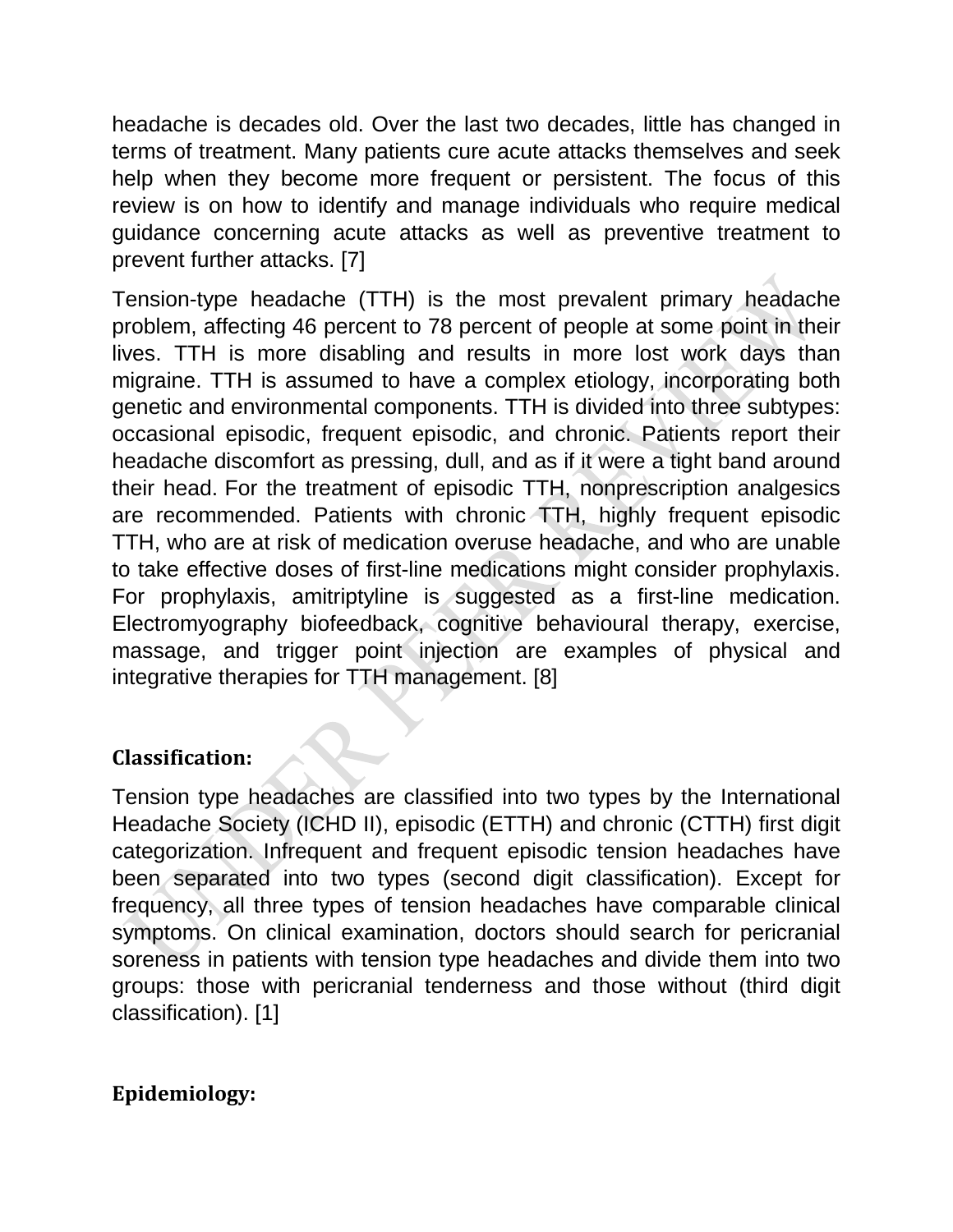headache is decades old. Over the last two decades, little has changed in terms of treatment. Many patients cure acute attacks themselves and seek help when they become more frequent or persistent. The focus of this review is on how to identify and manage individuals who require medical guidance concerning acute attacks as well as preventive treatment to prevent further attacks. [7]

Tension-type headache (TTH) is the most prevalent primary headache problem, affecting 46 percent to 78 percent of people at some point in their lives. TTH is more disabling and results in more lost work days than migraine. TTH is assumed to have a complex etiology, incorporating both genetic and environmental components. TTH is divided into three subtypes: occasional episodic, frequent episodic, and chronic. Patients report their headache discomfort as pressing, dull, and as if it were a tight band around their head. For the treatment of episodic TTH, nonprescription analgesics are recommended. Patients with chronic TTH, highly frequent episodic TTH, who are at risk of medication overuse headache, and who are unable to take effective doses of first-line medications might consider prophylaxis. For prophylaxis, amitriptyline is suggested as a first-line medication. Electromyography biofeedback, cognitive behavioural therapy, exercise, massage, and trigger point injection are examples of physical and integrative therapies for TTH management. [8]

## Classification:

Tension type headaches are classified into two types by the International Headache Society (ICHD II), episodic (ETTH) and chronic (CTTH) first digit categorization. Infrequent and frequent episodic tension headaches have been separated into two types (second digit classification). Except for frequency, all three types of tension headaches have comparable clinical symptoms. On clinical examination, doctors should search for pericranial soreness in patients with tension type headaches and divide them into two groups: those with pericranial tenderness and those without (third digit classification). [1]

## Epidemiology: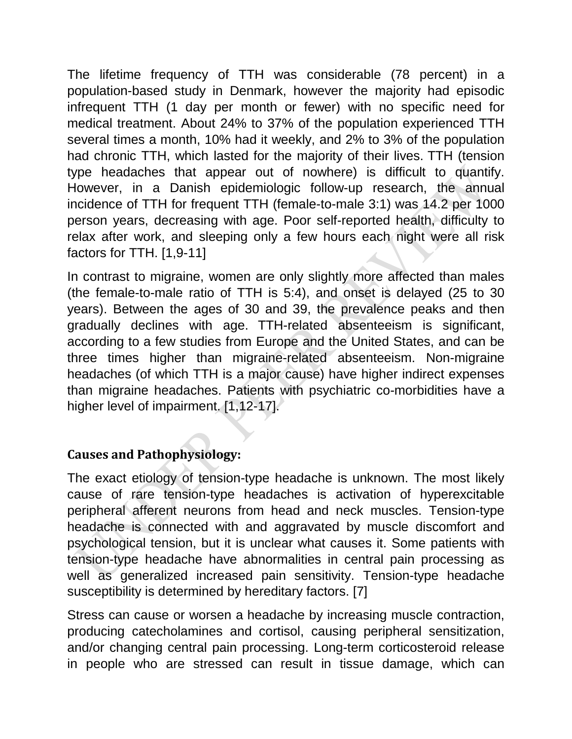The lifetime frequency of TTH was considerable (78 percent) in a population-based study in Denmark, however the majority had episodic infrequent TTH (1 day per month or fewer) with no specific need for medical treatment. About 24% to 37% of the population experienced TTH several times a month, 10% had it weekly, and 2% to 3% of the population had chronic TTH, which lasted for the majority of their lives. TTH (tension type headaches that appear out of nowhere) is difficult to quantify. However, in a Danish epidemiologic follow-up research, the annual incidence of TTH for frequent TTH (female-to-male 3:1) was 14.2 per 1000 person years, decreasing with age. Poor self-reported health, difficulty to relax after work, and sleeping only a few hours each night were all risk factors for TTH. [1,9-11]

In contrast to migraine, women are only slightly more affected than males (the female-to-male ratio of TTH is 5:4), and onset is delayed (25 to 30 years). Between the ages of 30 and 39, the prevalence peaks and then gradually declines with age. TTH-related absenteeism is significant, according to a few studies from Europe and the United States, and can be three times higher than migraine-related absenteeism. Non-migraine headaches (of which TTH is a major cause) have higher indirect expenses than migraine headaches. Patients with psychiatric co-morbidities have a higher level of impairment. [1,12-17].

## Causes and Pathophysiology:

The exact etiology of tension-type headache is unknown. The most likely cause of rare tension-type headaches is activation of hyperexcitable peripheral afferent neurons from head and neck muscles. Tension-type headache is connected with and aggravated by muscle discomfort and psychological tension, but it is unclear what causes it. Some patients with tension-type headache have abnormalities in central pain processing as well as generalized increased pain sensitivity. Tension-type headache susceptibility is determined by hereditary factors. [7]

Stress can cause or worsen a headache by increasing muscle contraction, producing catecholamines and cortisol, causing peripheral sensitization, and/or changing central pain processing. Long-term corticosteroid release in people who are stressed can result in tissue damage, which can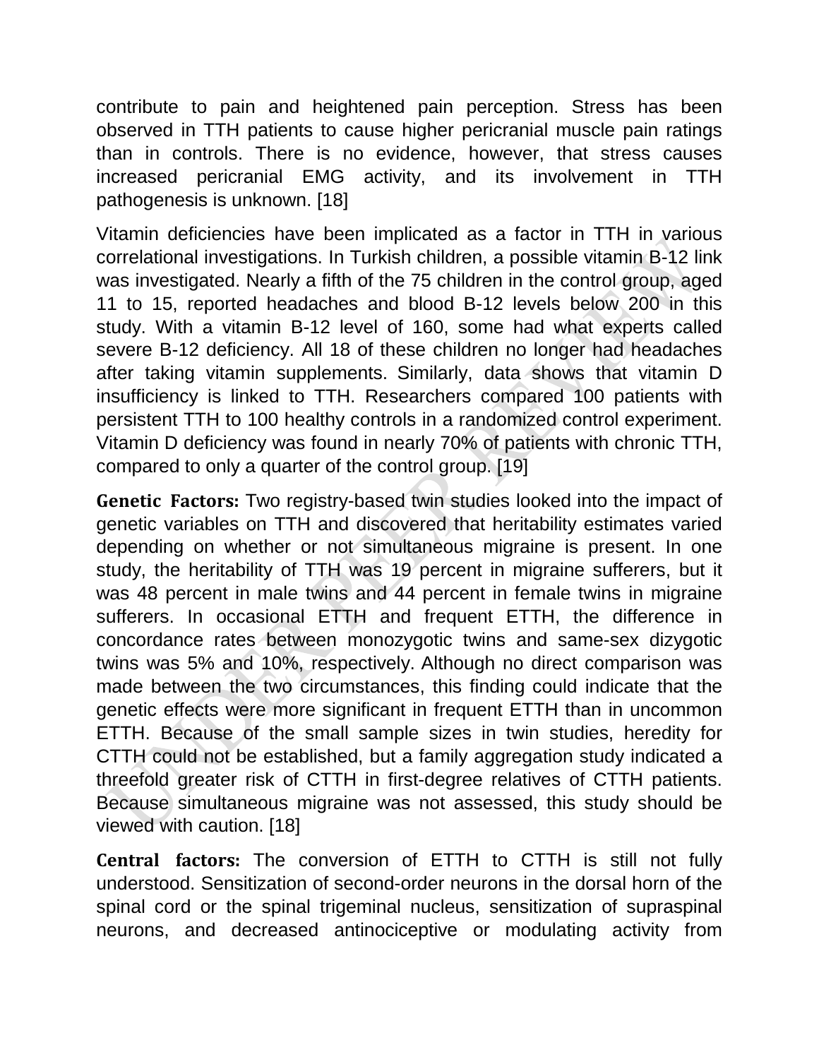contribute to pain and heightened pain perception. Stress has been observed in TTH patients to cause higher pericranial muscle pain ratings than in controls. There is no evidence, however, that stress causes increased pericranial EMG activity, and its involvement in TTH pathogenesis is unknown. [18]

Vitamin deficiencies have been implicated as a factor in TTH in various correlational investigations. In Turkish children, a possible vitamin B-12 link was investigated. Nearly a fifth of the 75 children in the control group, aged 11 to 15, reported headaches and blood B-12 levels below 200 in this study. With a vitamin B-12 level of 160, some had what experts called severe B-12 deficiency. All 18 of these children no longer had headaches after taking vitamin supplements. Similarly, data shows that vitamin D insufficiency is linked to TTH. Researchers compared 100 patients with persistent TTH to 100 healthy controls in a randomized control experiment. Vitamin D deficiency was found in nearly 70% of patients with chronic TTH, compared to only a quarter of the control group. [19]

**Genetic Factors:** Two registry-based twin studies looked into the impact of genetic variables on TTH and discovered that heritability estimates varied depending on whether or not simultaneous migraine is present. In one study, the heritability of TTH was 19 percent in migraine sufferers, but it was 48 percent in male twins and 44 percent in female twins in migraine sufferers. In occasional ETTH and frequent ETTH, the difference in concordance rates between monozygotic twins and same-sex dizygotic twins was 5% and 10%, respectively. Although no direct comparison was made between the two circumstances, this finding could indicate that the genetic effects were more significant in frequent ETTH than in uncommon ETTH. Because of the small sample sizes in twin studies, heredity for CTTH could not be established, but a family aggregation study indicated a threefold greater risk of CTTH in first-degree relatives of CTTH patients. Because simultaneous migraine was not assessed, this study should be viewed with caution. [18]

**Central factors:** The conversion of ETTH to CTTH is still not fully understood. Sensitization of second-order neurons in the dorsal horn of the spinal cord or the spinal trigeminal nucleus, sensitization of supraspinal neurons, and decreased antinociceptive or modulating activity from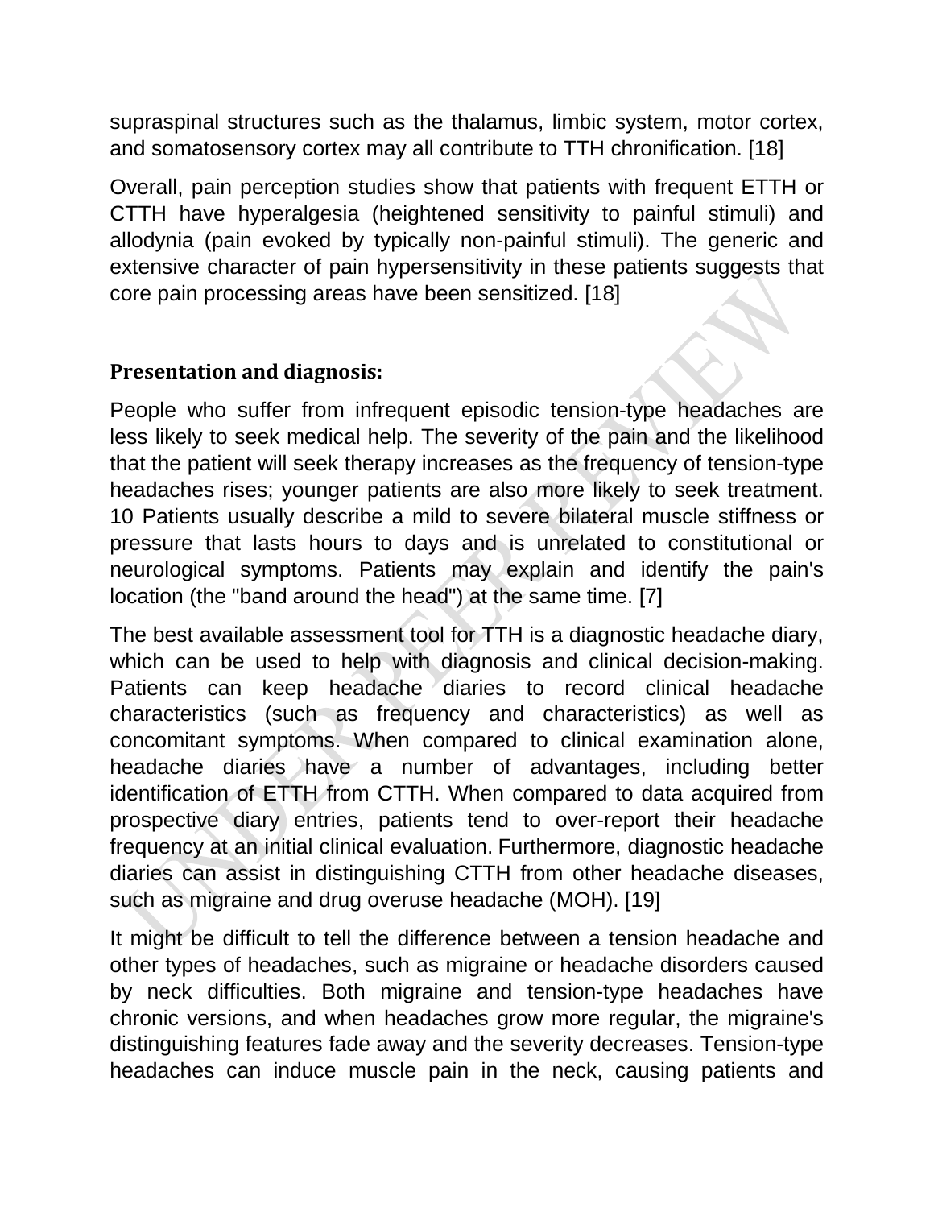supraspinal structures such as the thalamus, limbic system, motor cortex, and somatosensory cortex may all contribute to TTH chronification. [18]

Overall, pain perception studies show that patients with frequent ETTH or CTTH have hyperalgesia (heightened sensitivity to painful stimuli) and allodynia (pain evoked by typically non-painful stimuli). The generic and extensive character of pain hypersensitivity in these patients suggests that core pain processing areas have been sensitized. [18]

## Presentation and diagnosis:

People who suffer from infrequent episodic tension-type headaches are less likely to seek medical help. The severity of the pain and the likelihood that the patient will seek therapy increases as the frequency of tension-type headaches rises; younger patients are also more likely to seek treatment. 10 Patients usually describe a mild to severe bilateral muscle stiffness or pressure that lasts hours to days and is unrelated to constitutional or neurological symptoms. Patients may explain and identify the pain's location (the "band around the head") at the same time. [7]

The best available assessment tool for TTH is a diagnostic headache diary, which can be used to help with diagnosis and clinical decision-making. Patients can keep headache diaries to record clinical headache characteristics (such as frequency and characteristics) as well as concomitant symptoms. When compared to clinical examination alone, headache diaries have a number of advantages, including better identification of ETTH from CTTH. When compared to data acquired from prospective diary entries, patients tend to over-report their headache frequency at an initial clinical evaluation. Furthermore, diagnostic headache diaries can assist in distinguishing CTTH from other headache diseases, such as migraine and drug overuse headache (MOH). [19]

It might be difficult to tell the difference between a tension headache and other types of headaches, such as migraine or headache disorders caused by neck difficulties. Both migraine and tension-type headaches have chronic versions, and when headaches grow more regular, the migraine's distinguishing features fade away and the severity decreases. Tension-type headaches can induce muscle pain in the neck, causing patients and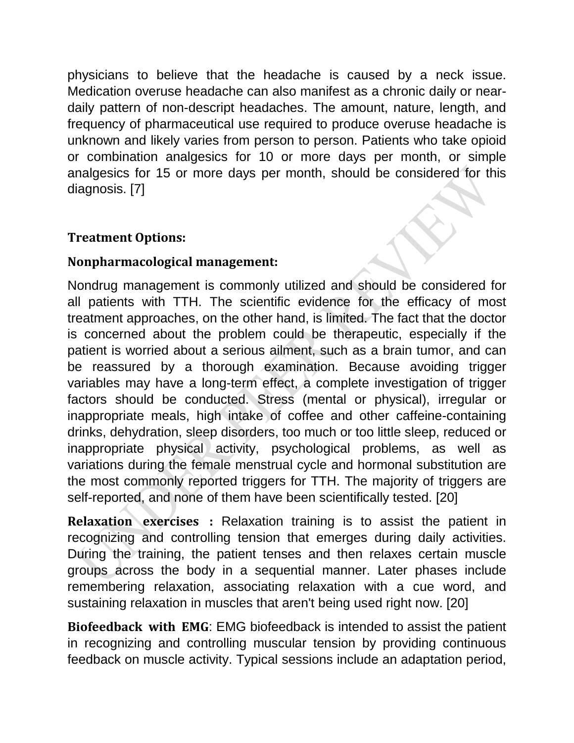physicians to believe that the headache is caused by a neck issue. Medication overuse headache can also manifest as a chronic daily or near-daily pattern of non-descript headaches. The amount, nature, length, and frequency of pharmaceutical use required to produce overuse headache is unknown and likely varies from person to person. Patients who take opioid or combination analgesics for 10 or more days per month, or simple analgesics for 15 or more days per month, should be considered for this diagnosis. [7]

## Treatment Options:

### Nonpharmacological management:

Nondrug management is commonly utilized and should be considered for all patients with TTH. The scientific evidence for the efficacy of most treatment approaches, on the other hand, is limited. The fact that the doctor is concerned about the problem could be therapeutic, especially if the patient is worried about a serious ailment, such as a brain tumor, and can be reassured by a thorough examination. Because avoiding trigger variables may have a long-term effect, a complete investigation of trigger factors should be conducted. Stress (mental or physical), irregular or inappropriate meals, high intake of coffee and other caffeine-containing drinks, dehydration, sleep disorders, too much or too little sleep, reduced or inappropriate physical activity, psychological problems, as well as variations during the female menstrual cycle and hormonal substitution are the most commonly reported triggers for TTH. The majority of triggers are self-reported, and none of them have been scientifically tested. [20]

**Relaxation exercises :** Relaxation training is to assist the patient in recognizing and controlling tension that emerges during daily activities. During the training, the patient tenses and then relaxes certain muscle groups across the body in a sequential manner. Later phases include remembering relaxation, associating relaxation with a cue word, and sustaining relaxation in muscles that aren't being used right now. [20]

**Biofeedback with EMG**: EMG biofeedback is intended to assist the patient in recognizing and controlling muscular tension by providing continuous feedback on muscle activity. Typical sessions include an adaptation period,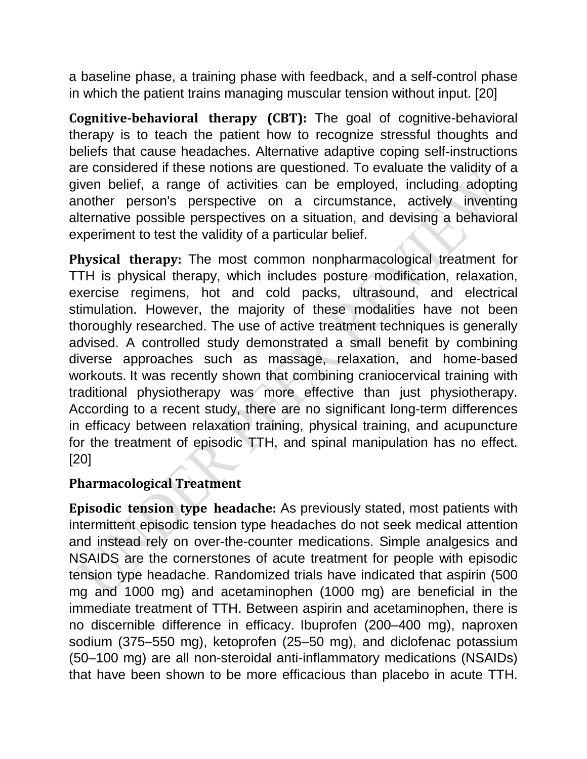a baseline phase, a training phase with feedback, and a self-control phase in which the patient trains managing muscular tension without input. [20]

**Cognitive-behavioral therapy (CBT):** The goal of cognitive-behavioral therapy is to teach the patient how to recognize stressful thoughts and beliefs that cause headaches. Alternative adaptive coping self-instructions are considered if these notions are questioned. To evaluate the validity of a given belief, a range of activities can be employed, including adopting another person's perspective on a circumstance, actively inventing alternative possible perspectives on a situation, and devising a behavioral experiment to test the validity of a particular belief.

**Physical therapy:** The most common nonpharmacological treatment for TTH is physical therapy, which includes posture modification, relaxation, exercise regimens, hot and cold packs, ultrasound, and electrical stimulation. However, the majority of these modalities have not been thoroughly researched. The use of active treatment techniques is generally advised. A controlled study demonstrated a small benefit by combining diverse approaches such as massage, relaxation, and home-based workouts. It was recently shown that combining craniocervical training with traditional physiotherapy was more effective than just physiotherapy. According to a recent study, there are no significant long-term differences in efficacy between relaxation training, physical training, and acupuncture for the treatment of episodic TTH, and spinal manipulation has no effect. [20]

**Pharmacological Treatment**

**Episodic tension type headache:** As previously stated, most patients with intermittent episodic tension type headaches do not seek medical attention and instead rely on over-the-counter medications. Simple analgesics and NSAIDS are the cornerstones of acute treatment for people with episodic tension type headache. Randomized trials have indicated that aspirin (500 mg and 1000 mg) and acetaminophen (1000 mg) are beneficial in the immediate treatment of TTH. Between aspirin and acetaminophen, there is no discernible difference in efficacy. Ibuprofen (200–400 mg), naproxen sodium (375–550 mg), ketoprofen (25–50 mg), and diclofenac potassium (50–100 mg) are all non-steroidal anti-inflammatory medications (NSAIDs) that have been shown to be more efficacious than placebo in acute TTH.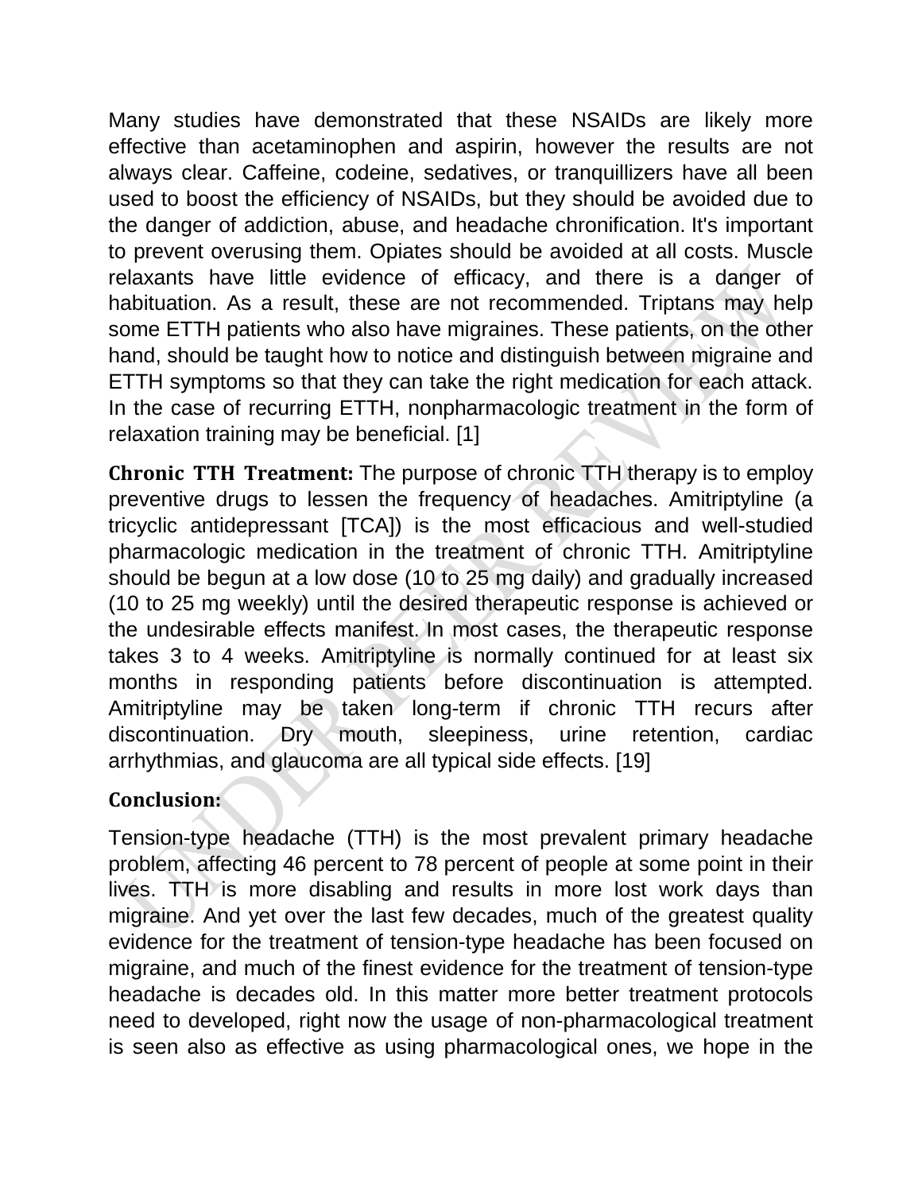Many studies have demonstrated that these NSAIDs are likely more effective than acetaminophen and aspirin, however the results are not always clear. Caffeine, codeine, sedatives, or tranquillizers have all been used to boost the efficiency of NSAIDs, but they should be avoided due to the danger of addiction, abuse, and headache chronification. It's important to prevent overusing them. Opiates should be avoided at all costs. Muscle relaxants have little evidence of efficacy, and there is a danger of habituation. As a result, these are not recommended. Triptans may help some ETTH patients who also have migraines. These patients, on the other hand, should be taught how to notice and distinguish between migraine and ETTH symptoms so that they can take the right medication for each attack. In the case of recurring ETTH, nonpharmacologic treatment in the form of relaxation training may be beneficial. [1]

**Chronic TTH Treatment:** The purpose of chronic TTH therapy is to employ preventive drugs to lessen the frequency of headaches. Amitriptyline (a tricyclic antidepressant [TCA]) is the most efficacious and well-studied pharmacologic medication in the treatment of chronic TTH. Amitriptyline should be begun at a low dose (10 to 25 mg daily) and gradually increased (10 to 25 mg weekly) until the desired therapeutic response is achieved or the undesirable effects manifest. In most cases, the therapeutic response takes 3 to 4 weeks. Amitriptyline is normally continued for at least six months in responding patients before discontinuation is attempted. Amitriptyline may be taken long-term if chronic TTH recurs after discontinuation. Dry mouth, sleepiness, urine retention, cardiac arrhythmias, and glaucoma are all typical side effects. [19]

## Conclusion:

Tension-type headache (TTH) is the most prevalent primary headache problem, affecting 46 percent to 78 percent of people at some point in their lives. TTH is more disabling and results in more lost work days than migraine. And yet over the last few decades, much of the greatest quality evidence for the treatment of tension-type headache has been focused on migraine, and much of the finest evidence for the treatment of tension-type headache is decades old. In this matter more better treatment protocols need to developed, right now the usage of non-pharmacological treatment is seen also as effective as using pharmacological ones, we hope in the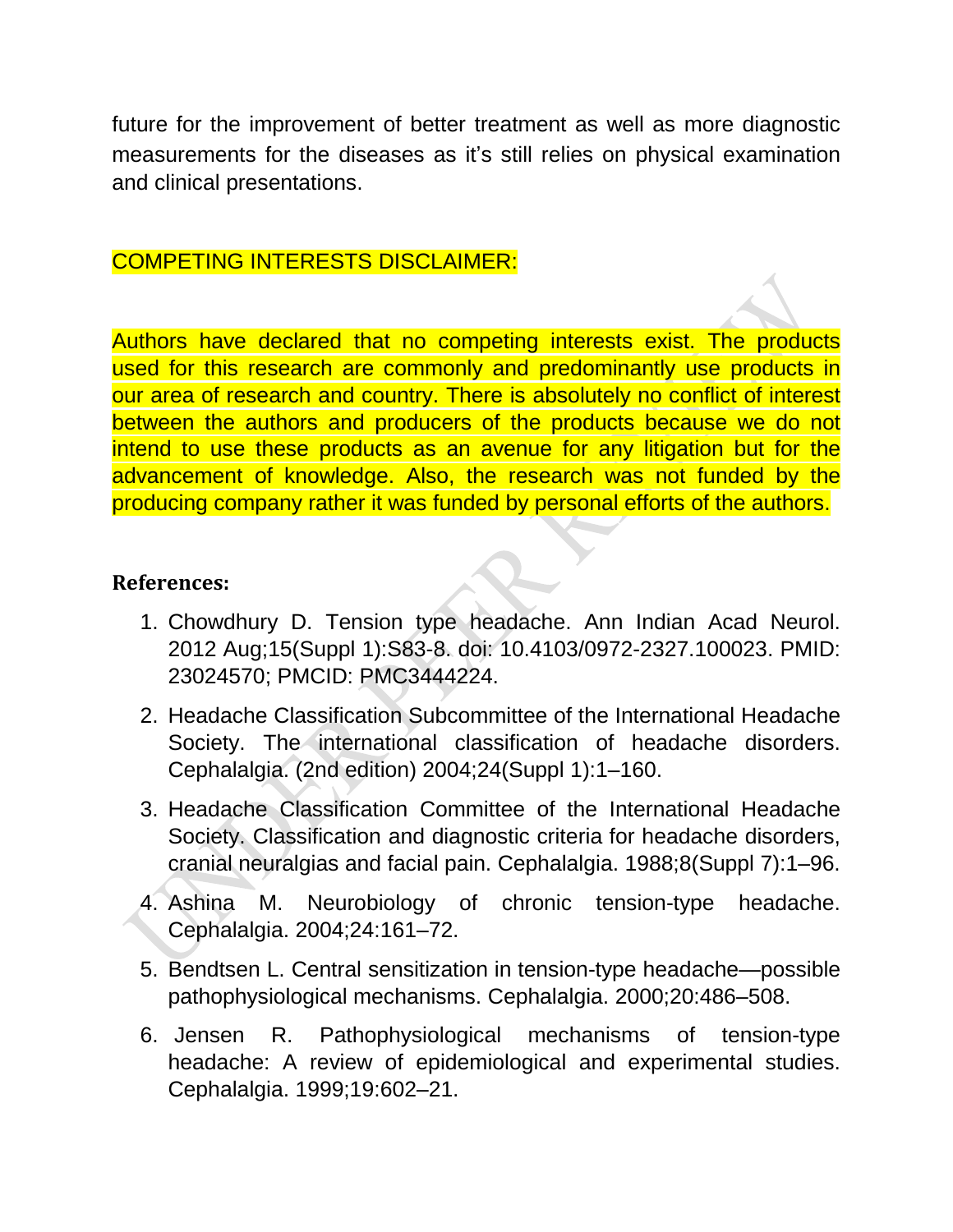future for the improvement of better treatment as well as more diagnostic measurements for the diseases as it's still relies on physical examination and clinical presentations.

## COMPETING INTERESTS DISCLAIMER:

Authors have declared that no competing interests exist. The products used for this research are commonly and predominantly use products in our area of research and country. There is absolutely no conflict of interest between the authors and producers of the products because we do not intend to use these products as an avenue for any litigation but for the advancement of knowledge. Also, the research was not funded by the producing company rather it was funded by personal efforts of the authors.

## References:

1. Chowdhury D. Tension type headache. Ann Indian Acad Neurol. 2012 Aug;15(Suppl 1):S83-8. doi: 10.4103/0972-2327.100023. PMID: 23024570; PMCID: PMC3444224.
2. Headache Classification Subcommittee of the International Headache Society. The international classification of headache disorders. Cephalalgia. (2nd edition) 2004;24(Suppl 1):1–160.
3. Headache Classification Committee of the International Headache Society. Classification and diagnostic criteria for headache disorders, cranial neuralgias and facial pain. Cephalalgia. 1988;8(Suppl 7):1–96.
4. Ashina M. Neurobiology of chronic tension-type headache. Cephalalgia. 2004;24:161–72.
5. Bendtsen L. Central sensitization in tension-type headache—possible pathophysiological mechanisms. Cephalalgia. 2000;20:486–508.
6. Jensen R. Pathophysiological mechanisms of tension-type headache: A review of epidemiological and experimental studies. Cephalalgia. 1999;19:602–21.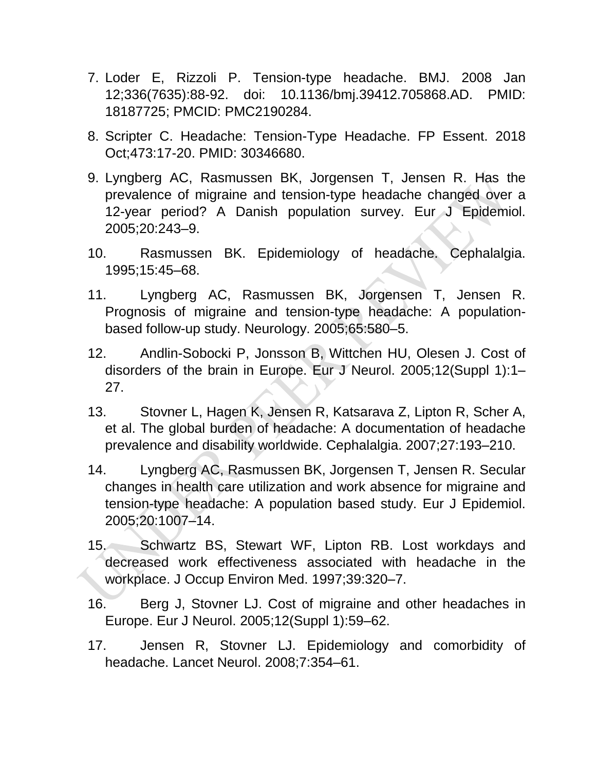7. Loder E, Rizzoli P. Tension-type headache. BMJ. 2008 Jan 12;336(7635):88-92. doi: 10.1136/bmj.39412.705868.AD. PMID: 18187725; PMCID: PMC2190284.
8. Scripter C. Headache: Tension-Type Headache. FP Essent. 2018 Oct;473:17-20. PMID: 30346680.
9. Lyngberg AC, Rasmussen BK, Jorgensen T, Jensen R. Has the prevalence of migraine and tension-type headache changed over a 12-year period? A Danish population survey. Eur J Epidemiol. 2005;20:243–9.
10. Rasmussen BK. Epidemiology of headache. Cephalalgia. 1995;15:45–68.
11. Lyngberg AC, Rasmussen BK, Jorgensen T, Jensen R. Prognosis of migraine and tension-type headache: A population-based follow-up study. Neurology. 2005;65:580–5.
12. Andlin-Sobocki P, Jonsson B, Wittchen HU, Olesen J. Cost of disorders of the brain in Europe. Eur J Neurol. 2005;12(Suppl 1):1–27.
13. Stovner L, Hagen K, Jensen R, Katsarava Z, Lipton R, Scher A, et al. The global burden of headache: A documentation of headache prevalence and disability worldwide. Cephalalgia. 2007;27:193–210.
14. Lyngberg AC, Rasmussen BK, Jorgensen T, Jensen R. Secular changes in health care utilization and work absence for migraine and tension-type headache: A population based study. Eur J Epidemiol. 2005;20:1007–14.
15. Schwartz BS, Stewart WF, Lipton RB. Lost workdays and decreased work effectiveness associated with headache in the workplace. J Occup Environ Med. 1997;39:320–7.
16. Berg J, Stovner LJ. Cost of migraine and other headaches in Europe. Eur J Neurol. 2005;12(Suppl 1):59–62.
17. Jensen R, Stovner LJ. Epidemiology and comorbidity of headache. Lancet Neurol. 2008;7:354–61.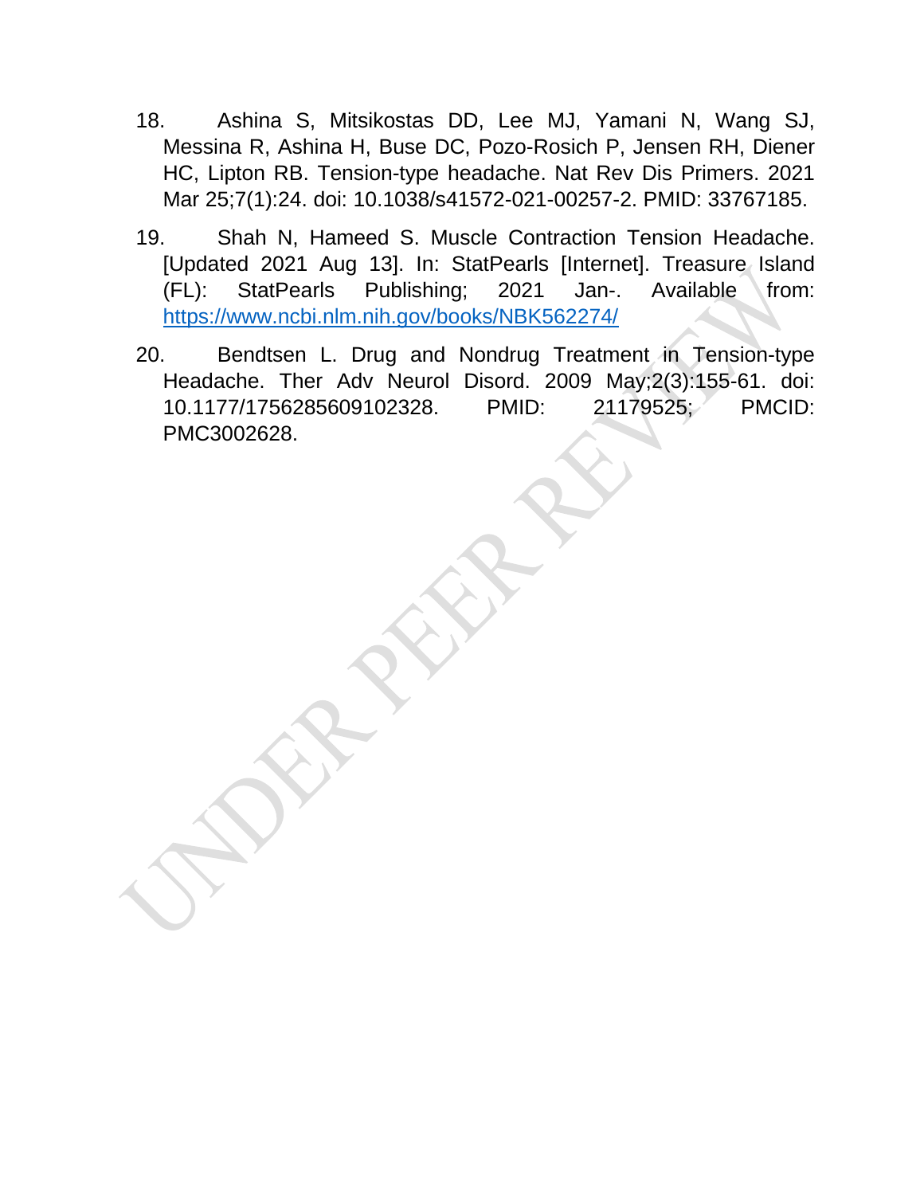18. Ashina S, Mitsikostas DD, Lee MJ, Yamani N, Wang SJ, Messina R, Ashina H, Buse DC, Pozo-Rosich P, Jensen RH, Diener HC, Lipton RB. Tension-type headache. Nat Rev Dis Primers. 2021 Mar 25;7(1):24. doi: 10.1038/s41572-021-00257-2. PMID: 33767185.

19. Shah N, Hameed S. Muscle Contraction Tension Headache. [Updated 2021 Aug 13]. In: StatPearls [Internet]. Treasure Island (FL): StatPearls Publishing; 2021 Jan-. Available from: https://www.ncbi.nlm.nih.gov/books/NBK562274/

20. Bendtsen L. Drug and Nondrug Treatment in Tension-type Headache. Ther Adv Neurol Disord. 2009 May;2(3):155-61. doi: 10.1177/1756285609102328. PMID: 21179525; PMCID: PMC3002628.